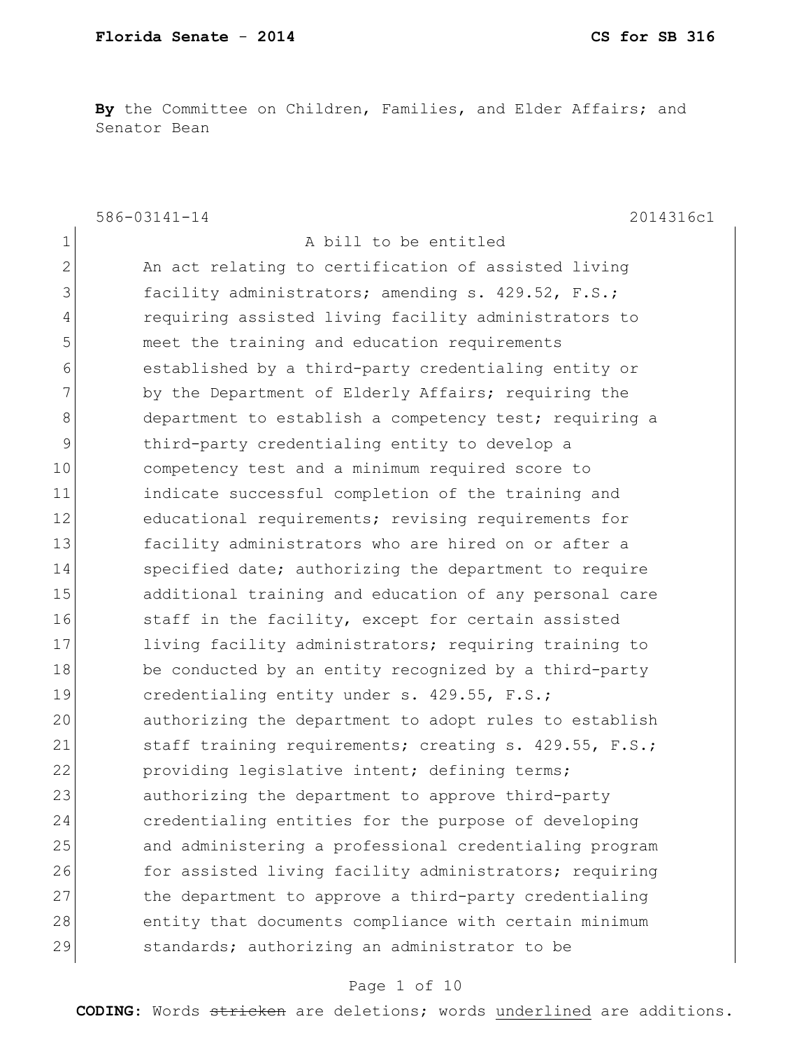**By** the Committee on Children, Families, and Elder Affairs; and Senator Bean

586-03141-14 2014316c1

1 A bill to be entitled
2 An act relating to certification of assisted living
3 facility administrators; amending s. 429.52, F.S.;
4 requiring assisted living facility administrators to
5 meet the training and education requirements
6 established by a third-party credentialing entity or
7 by the Department of Elderly Affairs; requiring the
8 department to establish a competency test; requiring a
9 third-party credentialing entity to develop a
10 competency test and a minimum required score to
11 indicate successful completion of the training and
12 educational requirements; revising requirements for
13 facility administrators who are hired on or after a
14 specified date; authorizing the department to require
15 additional training and education of any personal care
16 staff in the facility, except for certain assisted
17 living facility administrators; requiring training to
18 be conducted by an entity recognized by a third-party
19 credentialing entity under s. 429.55, F.S.;
20 authorizing the department to adopt rules to establish
21 staff training requirements; creating s. 429.55, F.S.;
22 providing legislative intent; defining terms;
23 authorizing the department to approve third-party
24 credentialing entities for the purpose of developing
25 and administering a professional credentialing program
26 for assisted living facility administrators; requiring
27 the department to approve a third-party credentialing
28 entity that documents compliance with certain minimum
29 standards; authorizing an administrator to be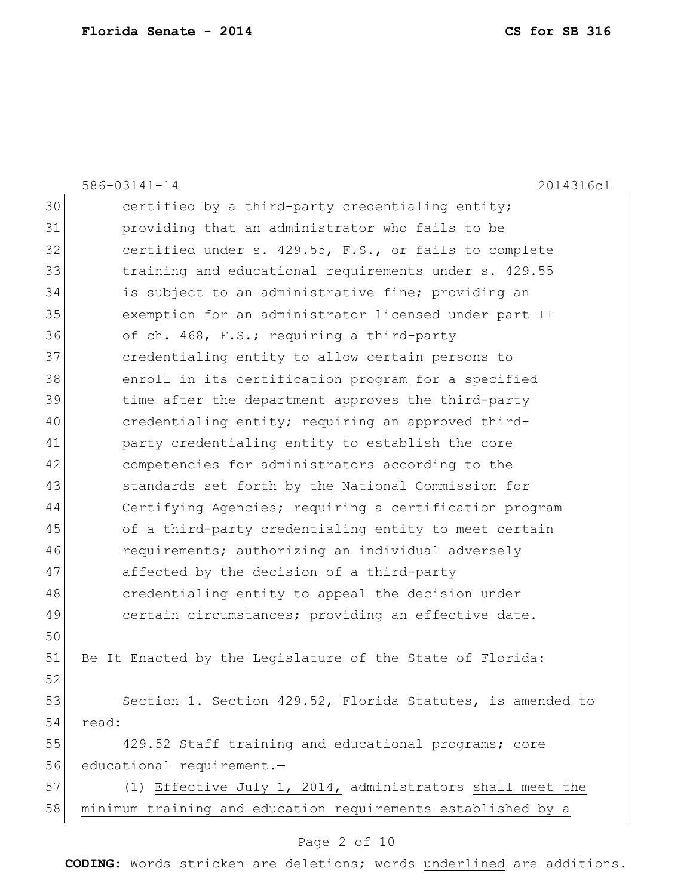certified by a third-party credentialing entity; providing that an administrator who fails to be certified under s. 429.55, F.S., or fails to complete training and educational requirements under s. 429.55 is subject to an administrative fine; providing an exemption for an administrator licensed under part II of ch. 468, F.S.; requiring a third-party credentialing entity to allow certain persons to enroll in its certification program for a specified time after the department approves the third-party credentialing entity; requiring an approved third-party credentialing entity to establish the core competencies for administrators according to the standards set forth by the National Commission for Certifying Agencies; requiring a certification program of a third-party credentialing entity to meet certain requirements; authorizing an individual adversely affected by the decision of a third-party credentialing entity to appeal the decision under certain circumstances; providing an effective date.

Be It Enacted by the Legislature of the State of Florida:

Section 1. Section 429.52, Florida Statutes, is amended to read:

429.52 Staff training and educational programs; core educational requirement.—

(1) Effective July 1, 2014, administrators shall meet the minimum training and education requirements established by a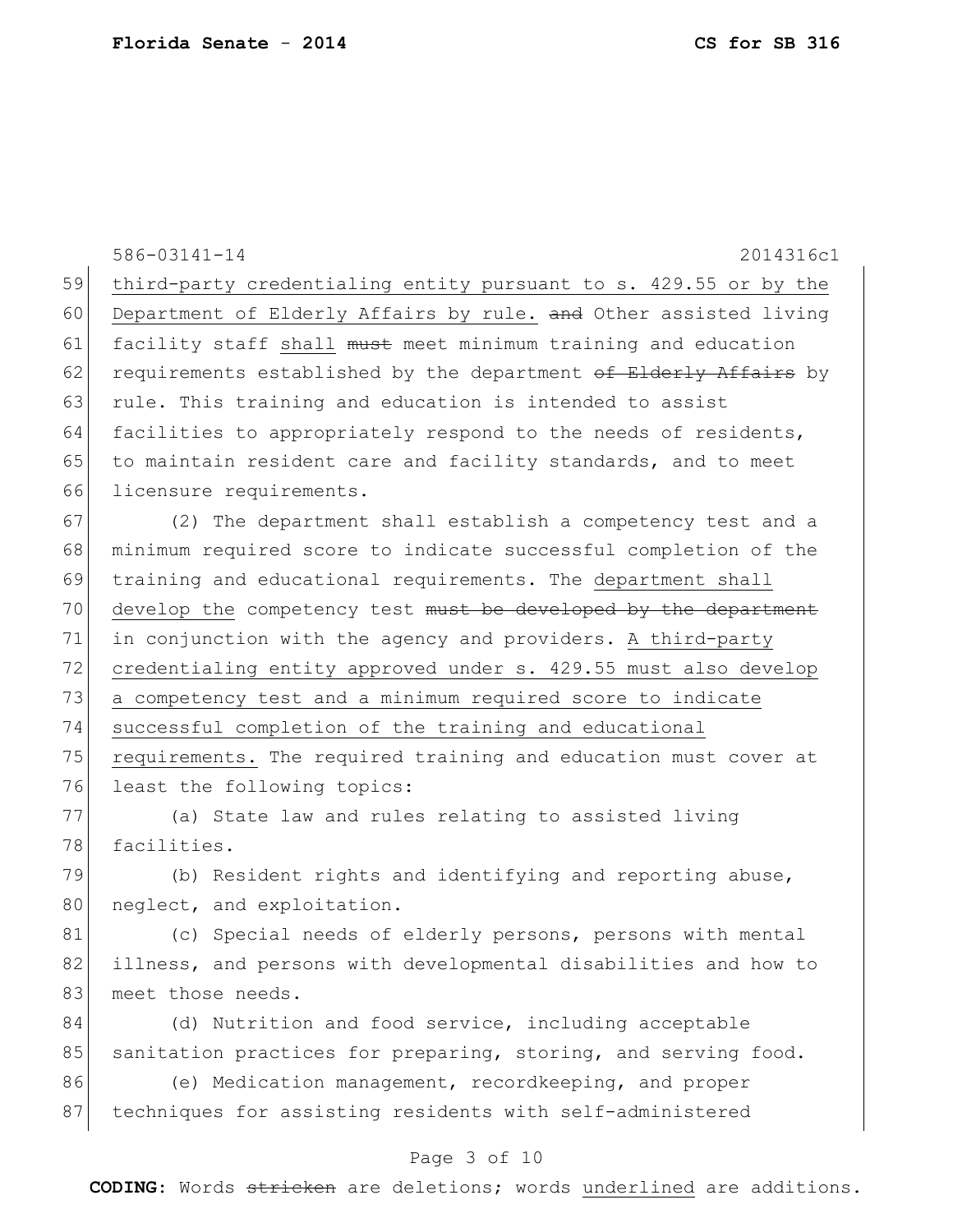586-03141-14 2014316c1

59 third-party credentialing entity pursuant to s. 429.55 or by the
60 Department of Elderly Affairs by rule. ~~and~~ Other assisted living
61 facility staff shall ~~must~~ meet minimum training and education
62 requirements established by the department ~~of Elderly Affairs~~ by
63 rule. This training and education is intended to assist
64 facilities to appropriately respond to the needs of residents,
65 to maintain resident care and facility standards, and to meet
66 licensure requirements.

67 (2) The department shall establish a competency test and a
68 minimum required score to indicate successful completion of the
69 training and educational requirements. The department shall
70 develop the competency test ~~must be developed by the department~~
71 in conjunction with the agency and providers. A third-party
72 credentialing entity approved under s. 429.55 must also develop
73 a competency test and a minimum required score to indicate
74 successful completion of the training and educational
75 requirements. The required training and education must cover at
76 least the following topics:

77 (a) State law and rules relating to assisted living
78 facilities.

79 (b) Resident rights and identifying and reporting abuse,
80 neglect, and exploitation.

81 (c) Special needs of elderly persons, persons with mental
82 illness, and persons with developmental disabilities and how to
83 meet those needs.

84 (d) Nutrition and food service, including acceptable
85 sanitation practices for preparing, storing, and serving food.

86 (e) Medication management, recordkeeping, and proper
87 techniques for assisting residents with self-administered

**CODING:** Words ~~stricken~~ are deletions; words underlined are additions.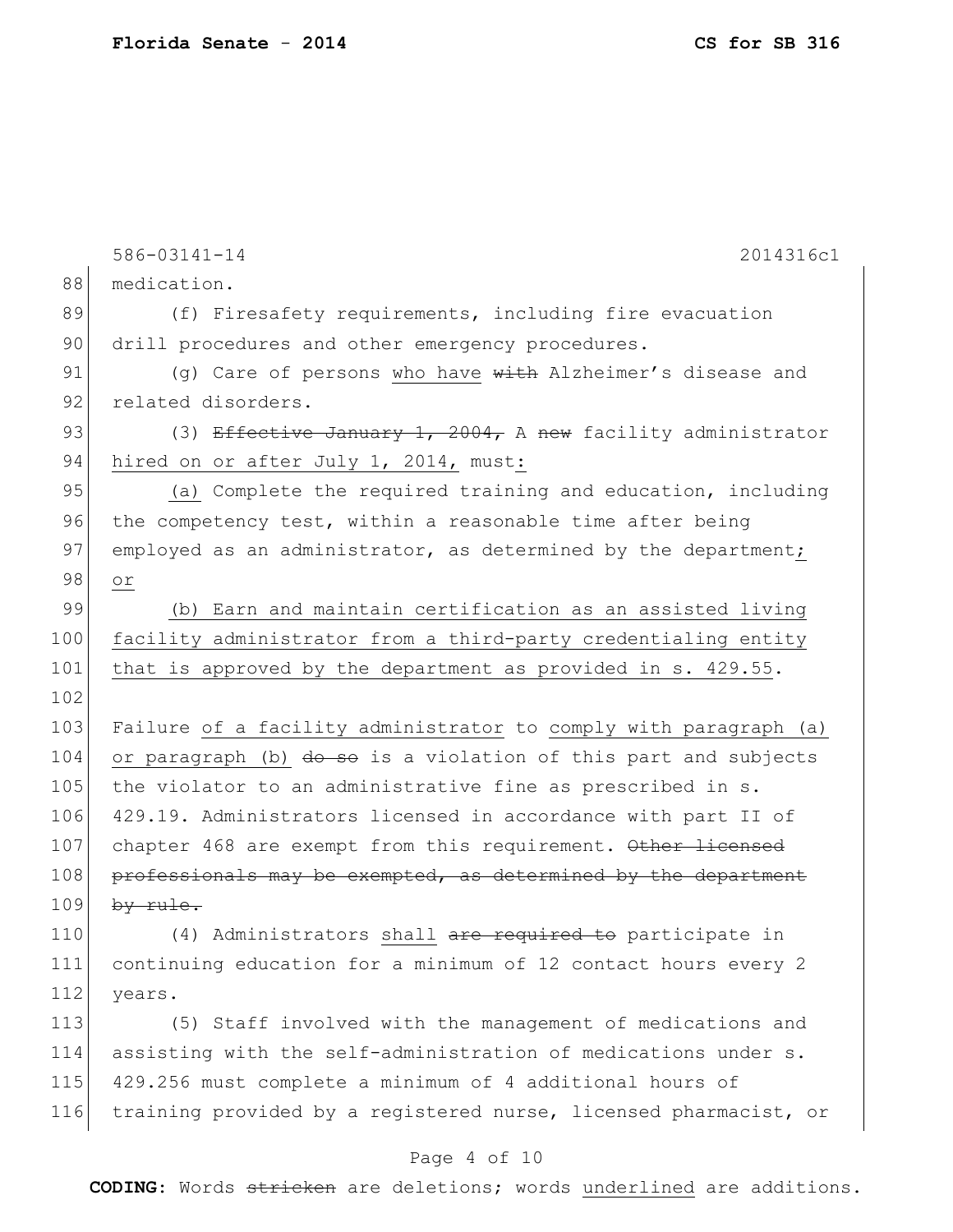586-03141-14 2014316c1

medication.

(f) Firesafety requirements, including fire evacuation drill procedures and other emergency procedures.

(g) Care of persons <u>who have</u> ~~with~~ Alzheimer's disease and related disorders.

(3) ~~Effective January 1, 2004,~~ A ~~new~~ facility administrator <u>hired on or after July 1, 2014,</u> must<u>:</u>

<u>(a)</u> Complete the required training and education, including the competency test, within a reasonable time after being employed as an administrator, as determined by the department<u>; or</u>

<u>(b) Earn and maintain certification as an assisted living facility administrator from a third-party credentialing entity that is approved by the department as provided in s. 429.55</u>.

Failure <u>of a facility administrator</u> to <u>comply with paragraph (a) or paragraph (b)</u> ~~do so~~ is a violation of this part and subjects the violator to an administrative fine as prescribed in s. 429.19. Administrators licensed in accordance with part II of chapter 468 are exempt from this requirement. ~~Other licensed professionals may be exempted, as determined by the department by rule.~~

(4) Administrators <u>shall</u> ~~are required to~~ participate in continuing education for a minimum of 12 contact hours every 2 years.

(5) Staff involved with the management of medications and assisting with the self-administration of medications under s. 429.256 must complete a minimum of 4 additional hours of training provided by a registered nurse, licensed pharmacist, or

**CODING:** Words ~~stricken~~ are deletions; words <u>underlined</u> are additions.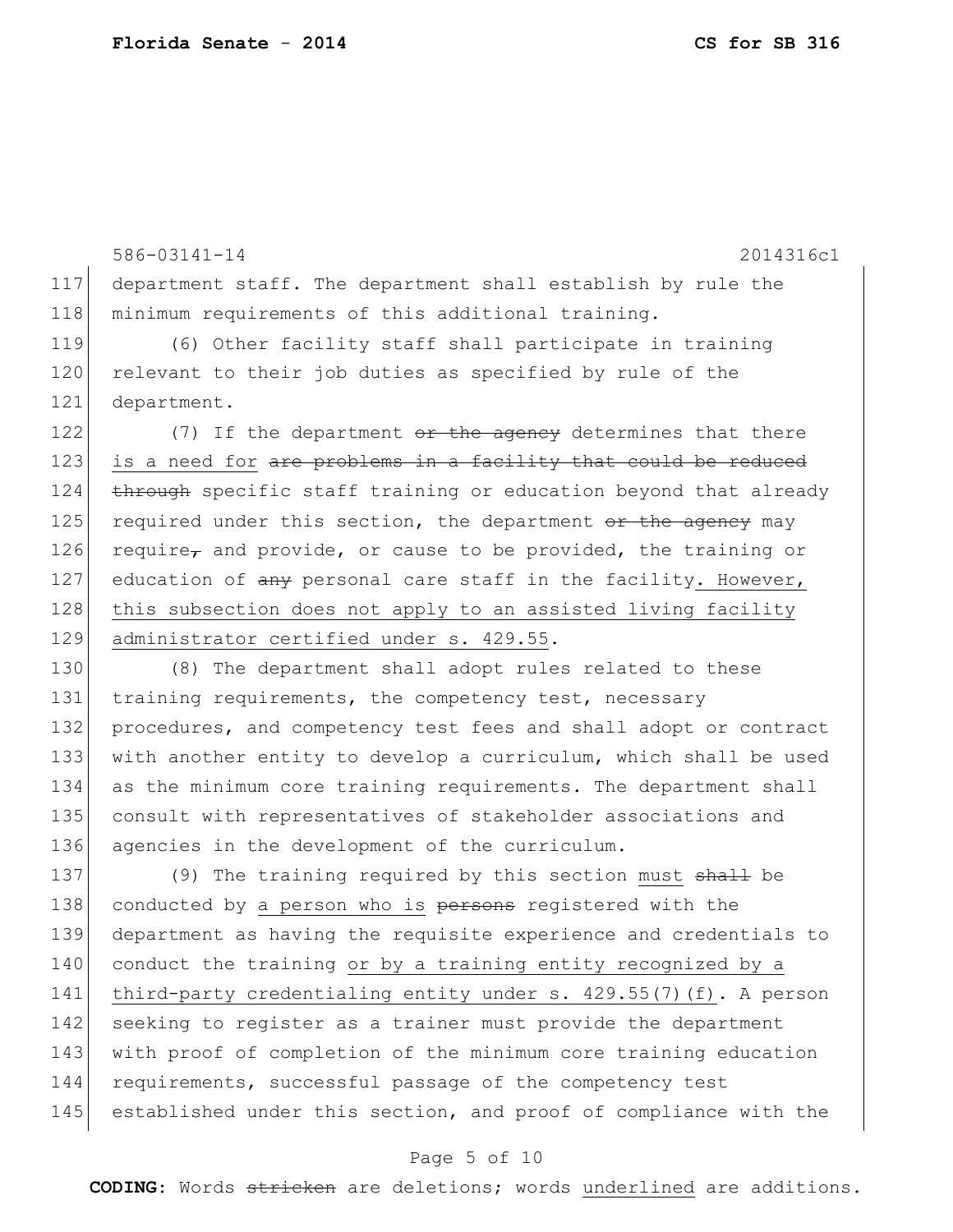department staff. The department shall establish by rule the minimum requirements of this additional training.

(6) Other facility staff shall participate in training relevant to their job duties as specified by rule of the department.

(7) If the department ~~or the agency~~ determines that there is a need for ~~are problems in a facility that could be reduced through~~ specific staff training or education beyond that already required under this section, the department ~~or the agency~~ may require~~,~~ and provide, or cause to be provided, the training or education of ~~any~~ personal care staff in the facility. However, this subsection does not apply to an assisted living facility administrator certified under s. 429.55.

(8) The department shall adopt rules related to these training requirements, the competency test, necessary procedures, and competency test fees and shall adopt or contract with another entity to develop a curriculum, which shall be used as the minimum core training requirements. The department shall consult with representatives of stakeholder associations and agencies in the development of the curriculum.

(9) The training required by this section must ~~shall~~ be conducted by a person who is ~~persons~~ registered with the department as having the requisite experience and credentials to conduct the training or by a training entity recognized by a third-party credentialing entity under s. 429.55(7)(f). A person seeking to register as a trainer must provide the department with proof of completion of the minimum core training education requirements, successful passage of the competency test established under this section, and proof of compliance with the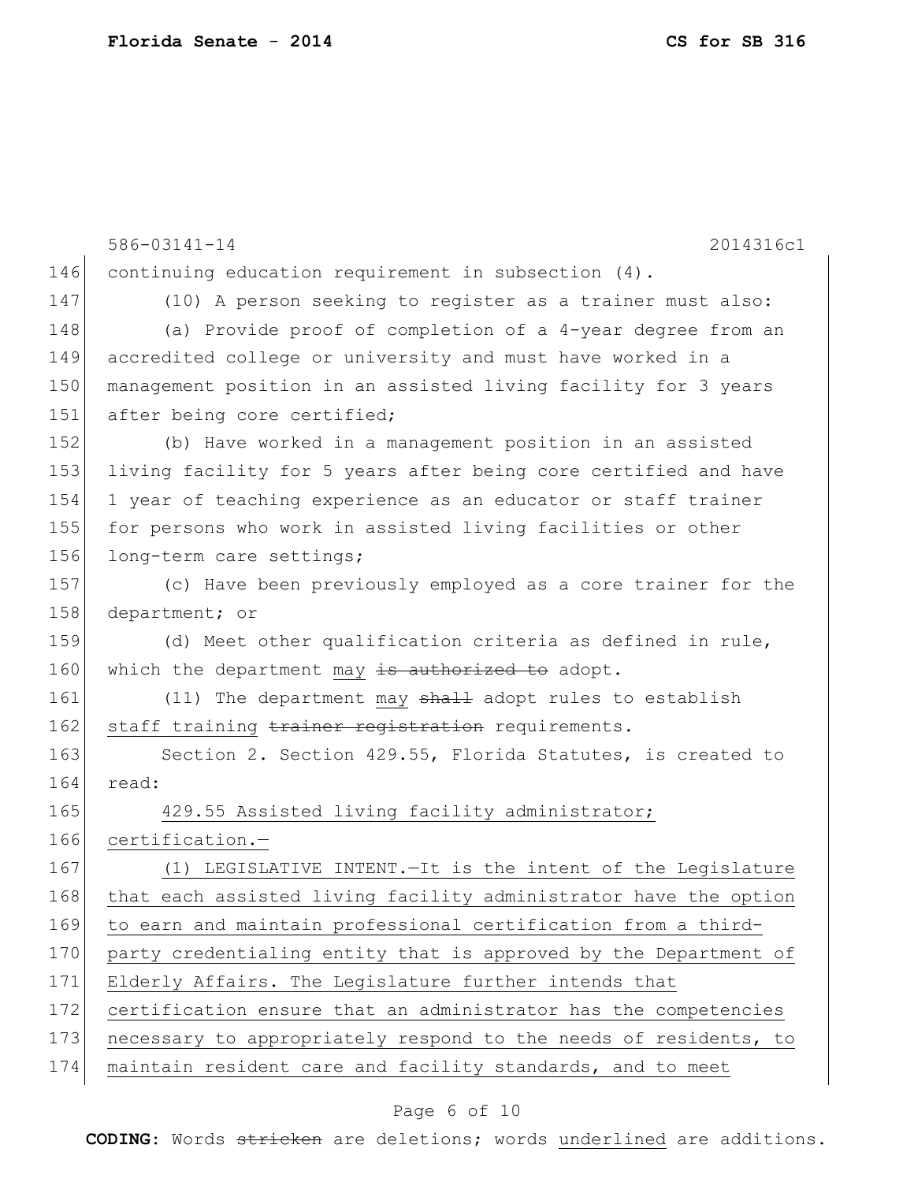continuing education requirement in subsection (4).

(10) A person seeking to register as a trainer must also:

(a) Provide proof of completion of a 4-year degree from an accredited college or university and must have worked in a management position in an assisted living facility for 3 years after being core certified;

(b) Have worked in a management position in an assisted living facility for 5 years after being core certified and have 1 year of teaching experience as an educator or staff trainer for persons who work in assisted living facilities or other long-term care settings;

(c) Have been previously employed as a core trainer for the department; or

(d) Meet other qualification criteria as defined in rule, which the department <u>may</u> ~~is authorized to~~ adopt.

(11) The department <u>may</u> ~~shall~~ adopt rules to establish <u>staff training</u> ~~trainer registration~~ requirements.

Section 2. Section 429.55, Florida Statutes, is created to read:

<u>429.55 Assisted living facility administrator; certification.—</u>

<u>(1) LEGISLATIVE INTENT.—It is the intent of the Legislature that each assisted living facility administrator have the option to earn and maintain professional certification from a third-party credentialing entity that is approved by the Department of Elderly Affairs. The Legislature further intends that certification ensure that an administrator has the competencies necessary to appropriately respond to the needs of residents, to maintain resident care and facility standards, and to meet</u>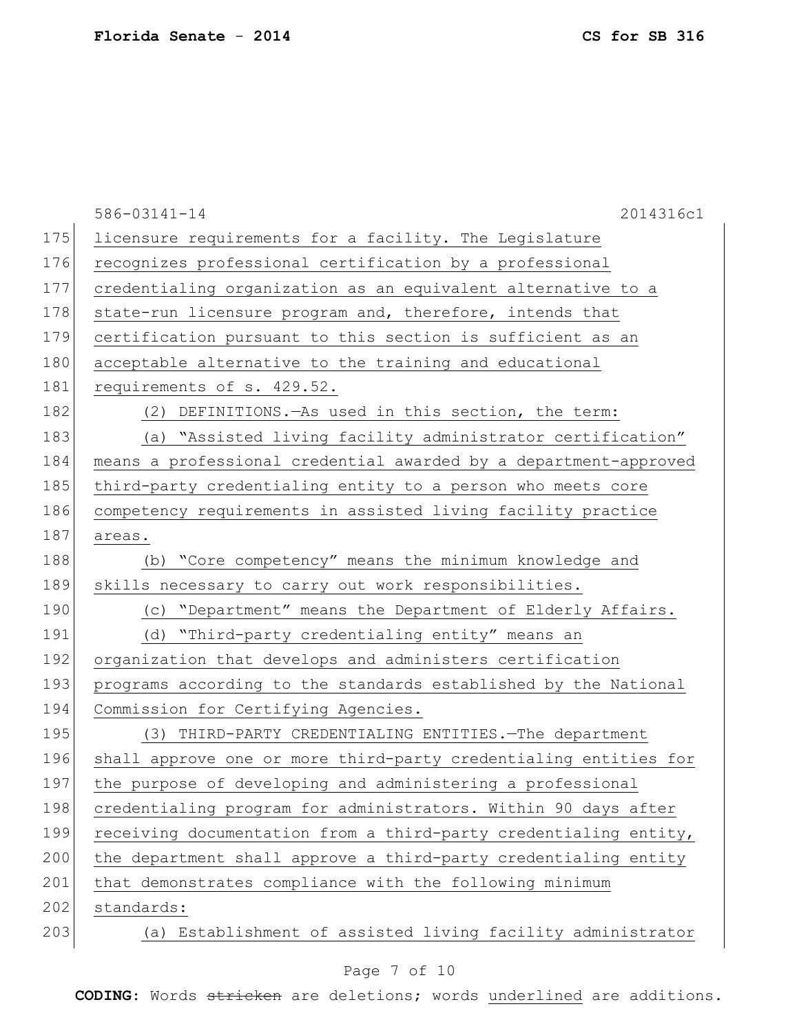licensure requirements for a facility. The Legislature recognizes professional certification by a professional credentialing organization as an equivalent alternative to a state-run licensure program and, therefore, intends that certification pursuant to this section is sufficient as an acceptable alternative to the training and educational requirements of s. 429.52.

(2) DEFINITIONS.—As used in this section, the term:

(a) "Assisted living facility administrator certification" means a professional credential awarded by a department-approved third-party credentialing entity to a person who meets core competency requirements in assisted living facility practice areas.

(b) "Core competency" means the minimum knowledge and skills necessary to carry out work responsibilities.

(c) "Department" means the Department of Elderly Affairs.

(d) "Third-party credentialing entity" means an organization that develops and administers certification programs according to the standards established by the National Commission for Certifying Agencies.

(3) THIRD-PARTY CREDENTIALING ENTITIES.—The department shall approve one or more third-party credentialing entities for the purpose of developing and administering a professional credentialing program for administrators. Within 90 days after receiving documentation from a third-party credentialing entity, the department shall approve a third-party credentialing entity that demonstrates compliance with the following minimum standards:

(a) Establishment of assisted living facility administrator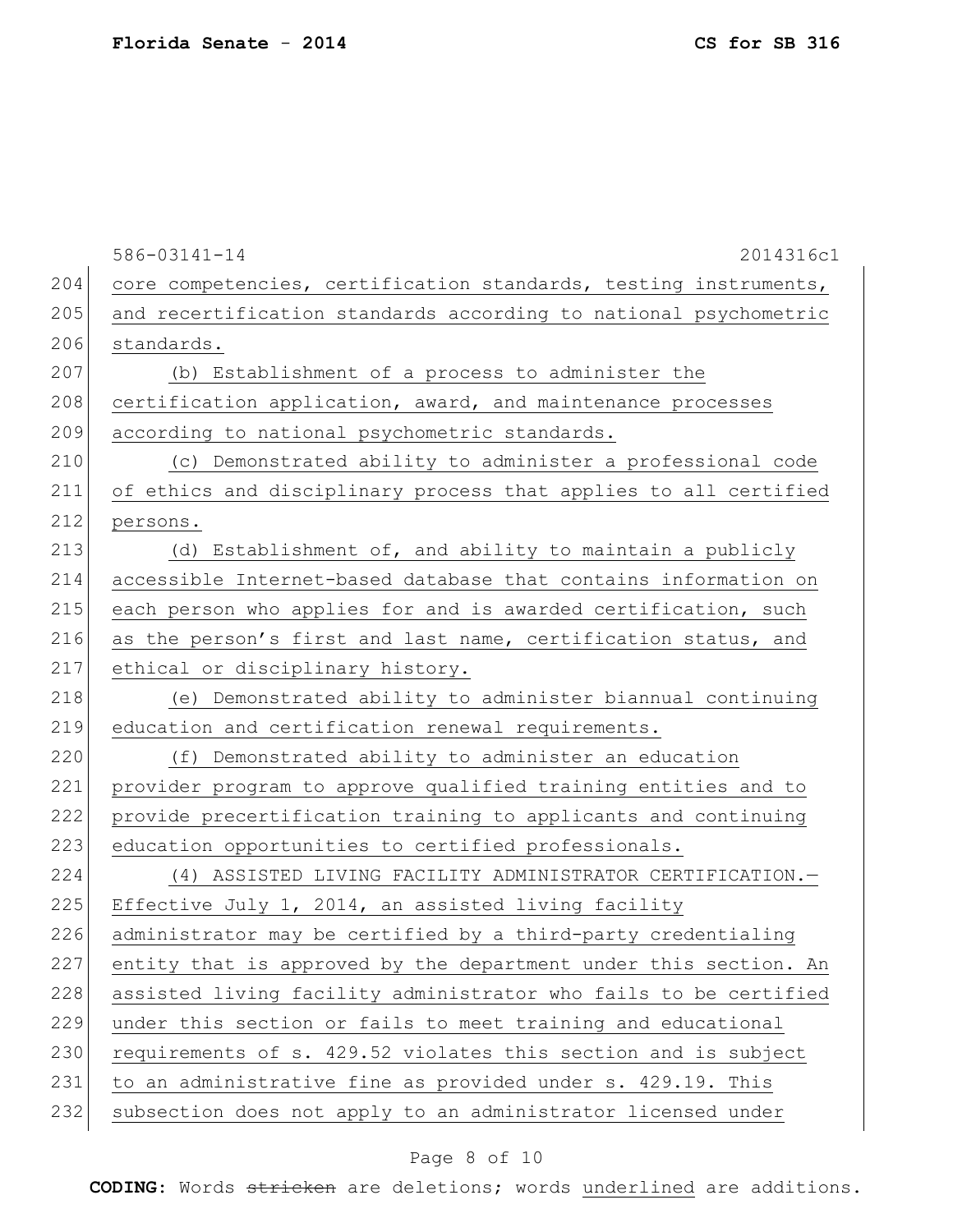586-03141-14 2014316c1

core competencies, certification standards, testing instruments, and recertification standards according to national psychometric standards.

(b) Establishment of a process to administer the certification application, award, and maintenance processes according to national psychometric standards.

(c) Demonstrated ability to administer a professional code of ethics and disciplinary process that applies to all certified persons.

(d) Establishment of, and ability to maintain a publicly accessible Internet-based database that contains information on each person who applies for and is awarded certification, such as the person's first and last name, certification status, and ethical or disciplinary history.

(e) Demonstrated ability to administer biannual continuing education and certification renewal requirements.

(f) Demonstrated ability to administer an education provider program to approve qualified training entities and to provide precertification training to applicants and continuing education opportunities to certified professionals.

(4) ASSISTED LIVING FACILITY ADMINISTRATOR CERTIFICATION.—Effective July 1, 2014, an assisted living facility administrator may be certified by a third-party credentialing entity that is approved by the department under this section. An assisted living facility administrator who fails to be certified under this section or fails to meet training and educational requirements of s. 429.52 violates this section and is subject to an administrative fine as provided under s. 429.19. This subsection does not apply to an administrator licensed under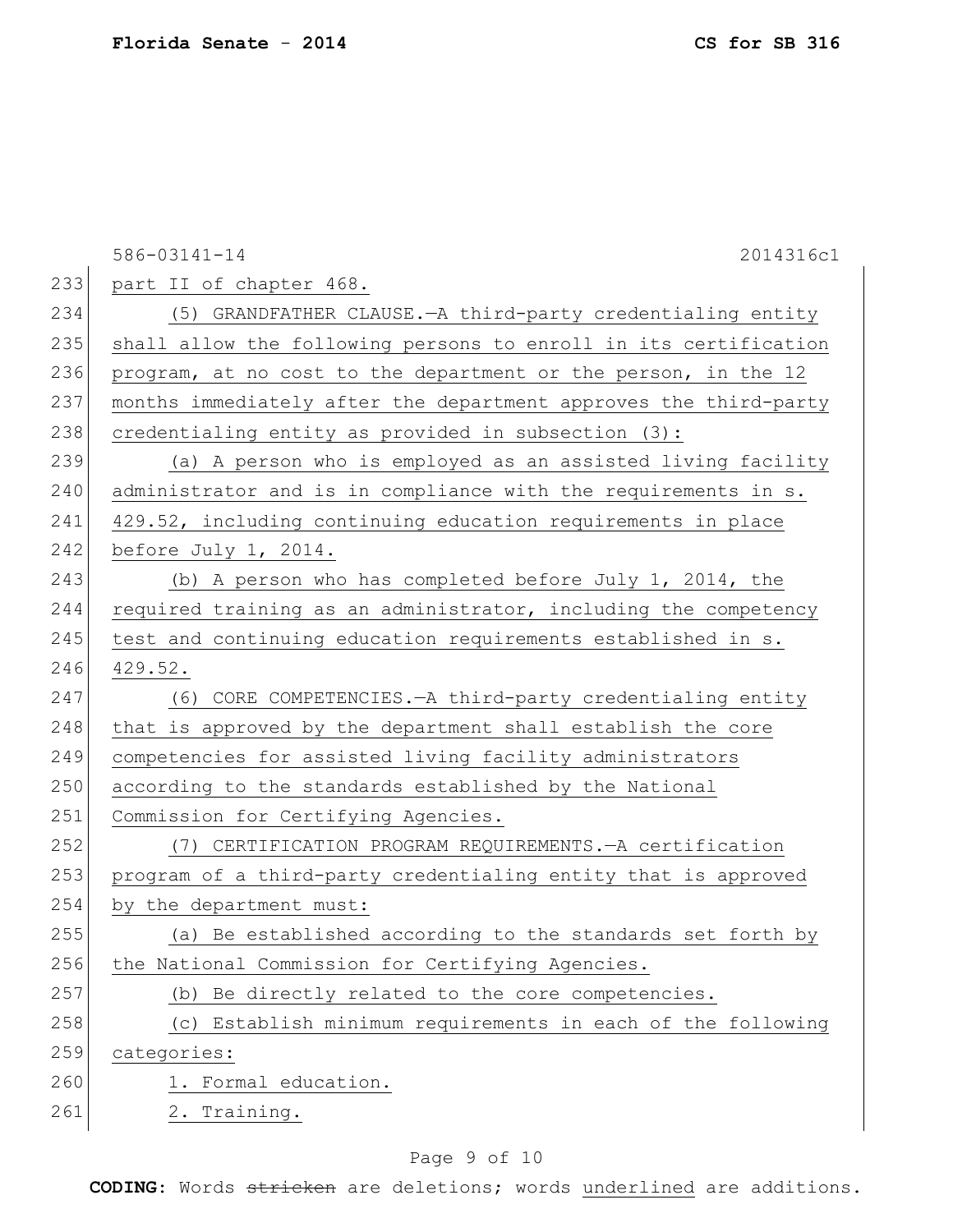586-03141-14 2014316c1

233 part II of chapter 468.

234 (5) GRANDFATHER CLAUSE.—A third-party credentialing entity
235 shall allow the following persons to enroll in its certification
236 program, at no cost to the department or the person, in the 12
237 months immediately after the department approves the third-party
238 credentialing entity as provided in subsection (3):

239 (a) A person who is employed as an assisted living facility
240 administrator and is in compliance with the requirements in s.
241 429.52, including continuing education requirements in place
242 before July 1, 2014.

243 (b) A person who has completed before July 1, 2014, the
244 required training as an administrator, including the competency
245 test and continuing education requirements established in s.
246 429.52.

247 (6) CORE COMPETENCIES.—A third-party credentialing entity
248 that is approved by the department shall establish the core
249 competencies for assisted living facility administrators
250 according to the standards established by the National
251 Commission for Certifying Agencies.

252 (7) CERTIFICATION PROGRAM REQUIREMENTS.—A certification
253 program of a third-party credentialing entity that is approved
254 by the department must:

255 (a) Be established according to the standards set forth by
256 the National Commission for Certifying Agencies.

257 (b) Be directly related to the core competencies.

258 (c) Establish minimum requirements in each of the following
259 categories:

260 1. Formal education.

261 2. Training.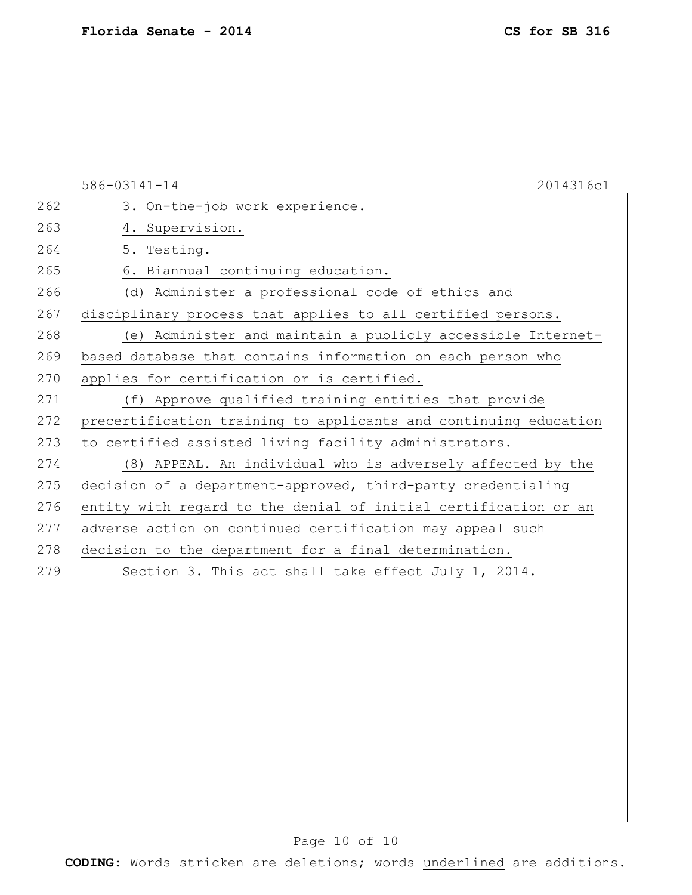3. On-the-job work experience.

4. Supervision.

5. Testing.

6. Biannual continuing education.

(d) Administer a professional code of ethics and disciplinary process that applies to all certified persons.

(e) Administer and maintain a publicly accessible Internet-based database that contains information on each person who applies for certification or is certified.

(f) Approve qualified training entities that provide precertification training to applicants and continuing education to certified assisted living facility administrators.

(8) APPEAL.—An individual who is adversely affected by the decision of a department-approved, third-party credentialing entity with regard to the denial of initial certification or an adverse action on continued certification may appeal such decision to the department for a final determination.

Section 3. This act shall take effect July 1, 2014.